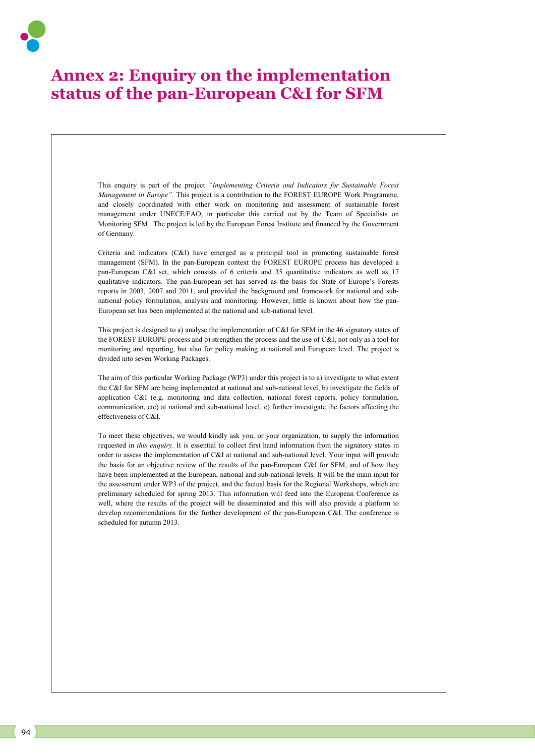# Annex 2: Enquiry on the implementation status of the pan-European C&I for SFM

This enquiry is part of the project *"Implementing Criteria and Indicators for Sustainable Forest Management in Europe".* This project is a contribution to the FOREST EUROPE Work Programme, and closely coordinated with other work on monitoring and assessment of sustainable forest management under UNECE/FAO, in particular this carried out by the Team of Specialists on Monitoring SFM. The project is led by the European Forest Institute and financed by the Government of Germany.

Criteria and indicators (C&I) have emerged as a principal tool in promoting sustainable forest management (SFM). In the pan-European context the FOREST EUROPE process has developed a pan-European C&I set, which consists of 6 criteria and 35 quantitative indicators as well as 17 qualitative indicators. The pan-European set has served as the basis for State of Europe's Forests reports in 2003, 2007 and 2011, and provided the background and framework for national and sub-national policy formulation, analysis and monitoring. However, little is known about how the pan-European set has been implemented at the national and sub-national level.

This project is designed to a) analyse the implementation of C&I for SFM in the 46 signatory states of the FOREST EUROPE process and b) strengthen the process and the use of C&I, not only as a tool for monitoring and reporting, but also for policy making at national and European level. The project is divided into seven Working Packages.

The aim of this particular Working Package (WP3) under this project is to a) investigate to what extent the C&I for SFM are being implemented at national and sub-national level, b) investigate the fields of application C&I (e.g. monitoring and data collection, national forest reports, policy formulation, communication, etc) at national and sub-national level, c) further investigate the factors affecting the effectiveness of C&I.

To meet these objectives, we would kindly ask you, or your organization, to supply the information requested in *this enquiry*. It is essential to collect first hand information from the signatory states in order to assess the implementation of C&I at national and sub-national level. Your input will provide the basis for an objective review of the results of the pan-European C&I for SFM, and of how they have been implemented at the European, national and sub-national levels. It will be the main input for the assessment under WP3 of the project, and the factual basis for the Regional Workshops, which are preliminary scheduled for spring 2013. This information will feed into the European Conference as well, where the results of the project will be disseminated and this will also provide a platform to develop recommendations for the further development of the pan-European C&I. The conference is scheduled for autumn 2013.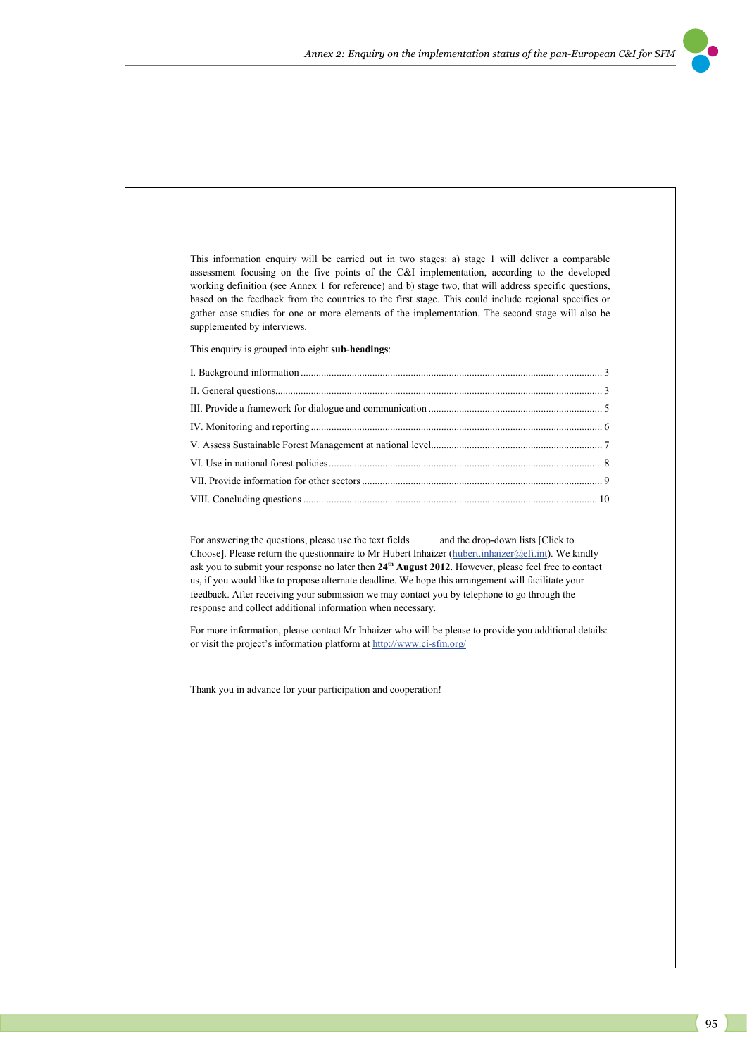This information enquiry will be carried out in two stages: a) stage 1 will deliver a comparable assessment focusing on the five points of the C&I implementation, according to the developed working definition (see Annex 1 for reference) and b) stage two, that will address specific questions, based on the feedback from the countries to the first stage. This could include regional specifics or gather case studies for one or more elements of the implementation. The second stage will also be supplemented by interviews.

This enquiry is grouped into eight **sub-headings**:

I. Background information ........................................................................................................ 3

II. General questions.................................................................................................................. 3

III. Provide a framework for dialogue and communication ..................................................... 5

IV. Monitoring and reporting .................................................................................................... 6

V. Assess Sustainable Forest Management at national level.................................................... 7

VI. Use in national forest policies .............................................................................................. 8

VII. Provide information for other sectors ................................................................................ 9

VIII. Concluding questions ...................................................................................................... 10

For answering the questions, please use the text fields and the drop-down lists [Click to Choose]. Please return the questionnaire to Mr Hubert Inhaizer (hubert.inhaizer@efi.int). We kindly ask you to submit your response no later then **24th August 2012**. However, please feel free to contact us, if you would like to propose alternate deadline. We hope this arrangement will facilitate your feedback. After receiving your submission we may contact you by telephone to go through the response and collect additional information when necessary.

For more information, please contact Mr Inhaizer who will be please to provide you additional details: or visit the project's information platform at http://www.ci-sfm.org/

Thank you in advance for your participation and cooperation!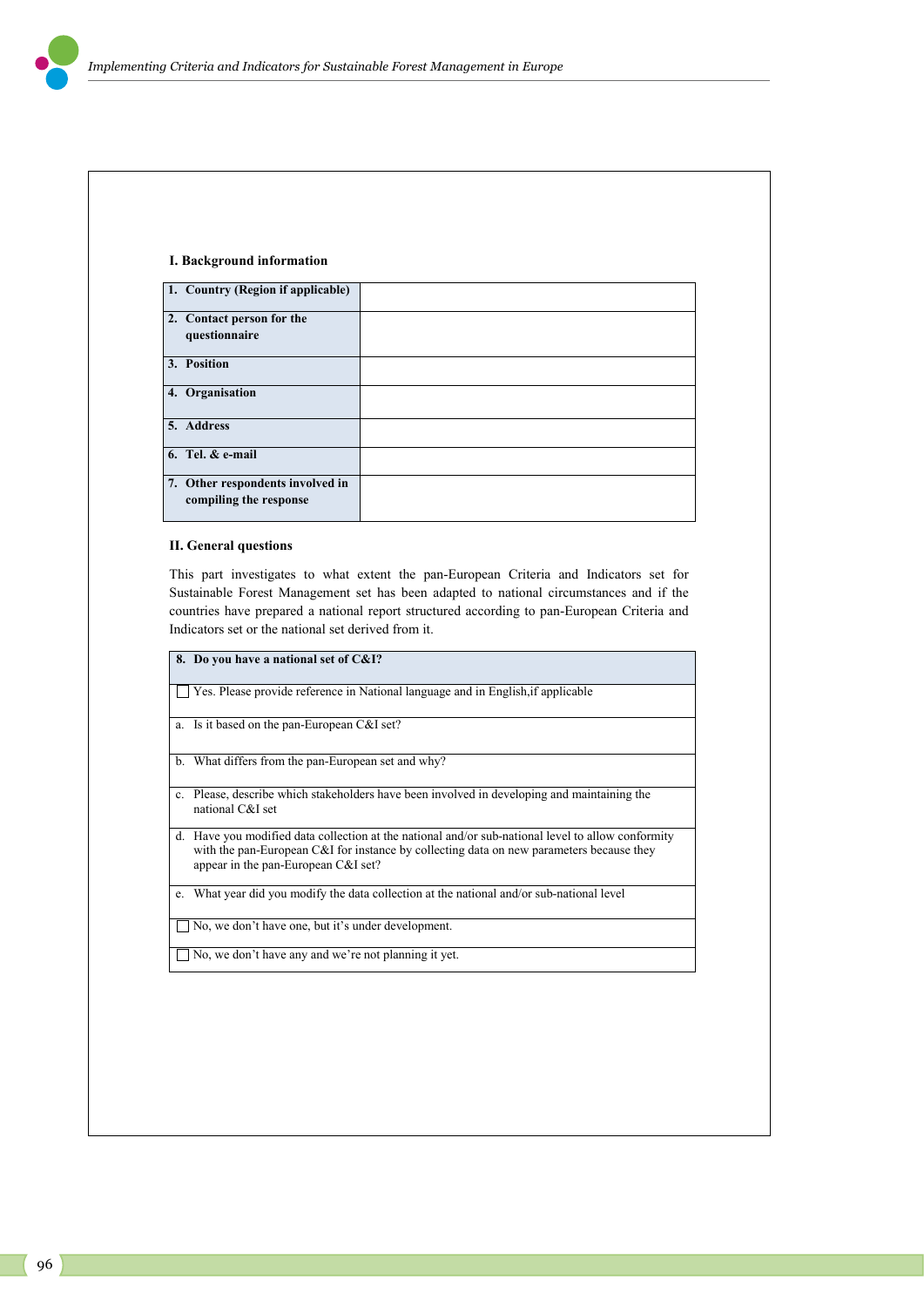### I. Background information

| | |
|---|---|
| **1. Country (Region if applicable)** | |
| **2. Contact person for the questionnaire** | |
| **3. Position** | |
| **4. Organisation** | |
| **5. Address** | |
| **6. Tel. & e-mail** | |
| **7. Other respondents involved in compiling the response** | |

### II. General questions

This part investigates to what extent the pan-European Criteria and Indicators set for Sustainable Forest Management set has been adapted to national circumstances and if the countries have prepared a national report structured according to pan-European Criteria and Indicators set or the national set derived from it.

| **8. Do you have a national set of C&I?** |
|---|
| ☐ Yes. Please provide reference in National language and in English,if applicable |
| a. Is it based on the pan-European C&I set? |
| b. What differs from the pan-European set and why? |
| c. Please, describe which stakeholders have been involved in developing and maintaining the national C&I set |
| d. Have you modified data collection at the national and/or sub-national level to allow conformity with the pan-European C&I for instance by collecting data on new parameters because they appear in the pan-European C&I set? |
| e. What year did you modify the data collection at the national and/or sub-national level |
| ☐ No, we don't have one, but it's under development. |
| ☐ No, we don't have any and we're not planning it yet. |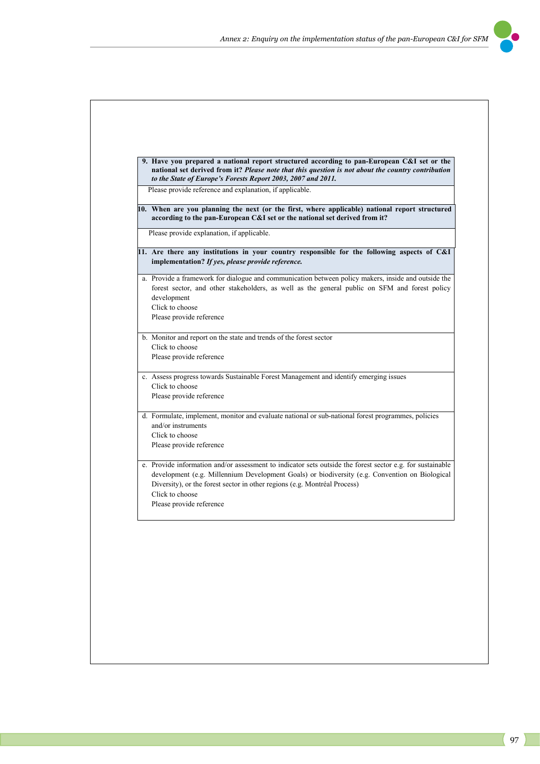**9. Have you prepared a national report structured according to pan-European C&I set or the national set derived from it?** ***Please note that this question is not about the country contribution to the State of Europe's Forests Report 2003, 2007 and 2011.***

Please provide reference and explanation, if applicable.

**10. When are you planning the next (or the first, where applicable) national report structured according to the pan-European C&I set or the national set derived from it?**

Please provide explanation, if applicable.

**11. Are there any institutions in your country responsible for the following aspects of C&I implementation?** ***If yes, please provide reference.***

a. Provide a framework for dialogue and communication between policy makers, inside and outside the forest sector, and other stakeholders, as well as the general public on SFM and forest policy development
   Click to choose
   Please provide reference

b. Monitor and report on the state and trends of the forest sector
   Click to choose
   Please provide reference

c. Assess progress towards Sustainable Forest Management and identify emerging issues
   Click to choose
   Please provide reference

d. Formulate, implement, monitor and evaluate national or sub-national forest programmes, policies and/or instruments
   Click to choose
   Please provide reference

e. Provide information and/or assessment to indicator sets outside the forest sector e.g. for sustainable development (e.g. Millennium Development Goals) or biodiversity (e.g. Convention on Biological Diversity), or the forest sector in other regions (e.g. Montréal Process)
   Click to choose
   Please provide reference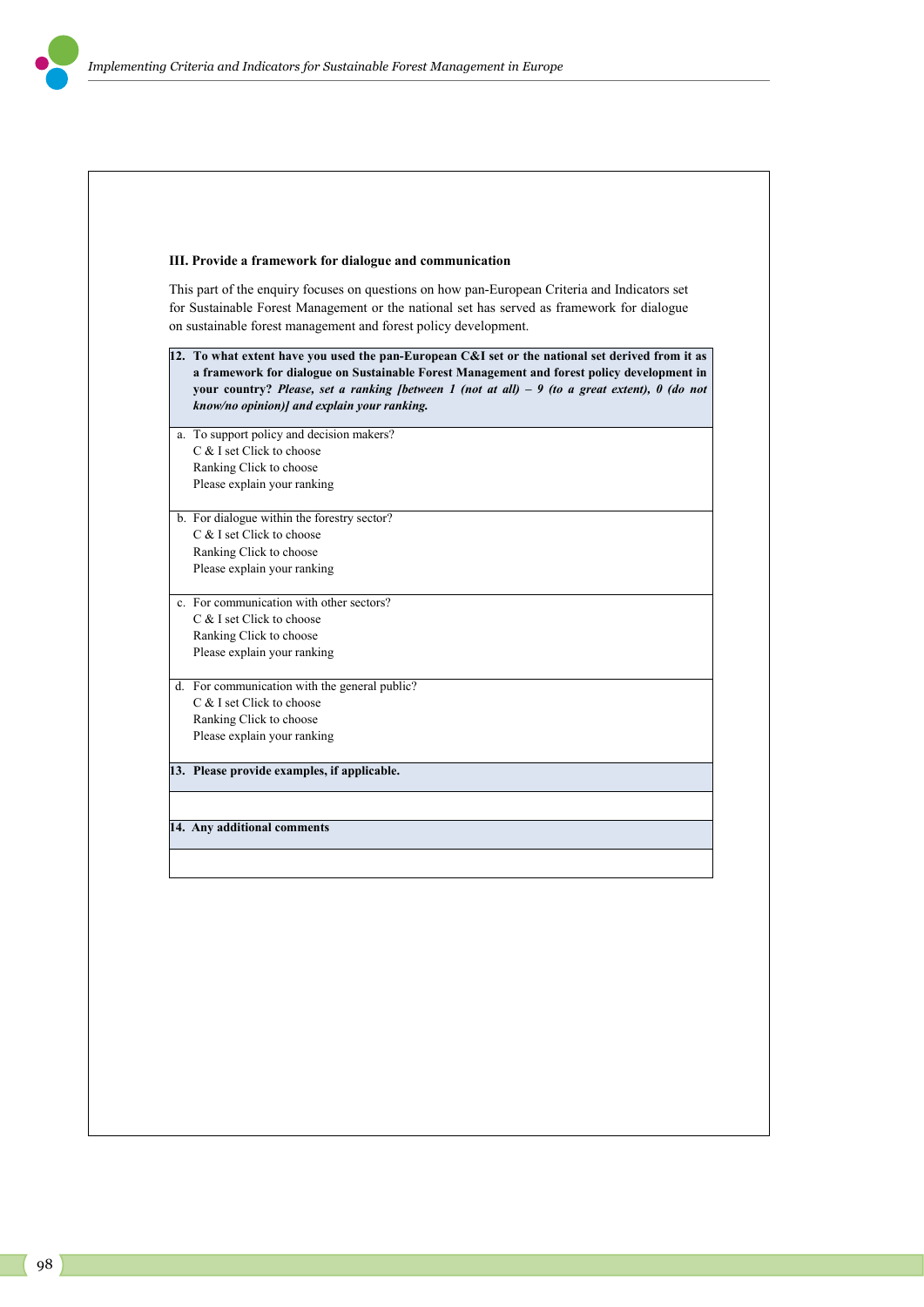### III. Provide a framework for dialogue and communication

This part of the enquiry focuses on questions on how pan-European Criteria and Indicators set for Sustainable Forest Management or the national set has served as framework for dialogue on sustainable forest management and forest policy development.

| **12. To what extent have you used the pan-European C&I set or the national set derived from it as a framework for dialogue on Sustainable Forest Management and forest policy development in your country?** ***Please, set a ranking [between 1 (not at all) – 9 (to a great extent), 0 (do not know/no opinion)] and explain your ranking.*** |
|---|
| a. To support policy and decision makers?<br>C & I set Click to choose<br>Ranking Click to choose<br>Please explain your ranking |
| b. For dialogue within the forestry sector?<br>C & I set Click to choose<br>Ranking Click to choose<br>Please explain your ranking |
| c. For communication with other sectors?<br>C & I set Click to choose<br>Ranking Click to choose<br>Please explain your ranking |
| d. For communication with the general public?<br>C & I set Click to choose<br>Ranking Click to choose<br>Please explain your ranking |
| **13. Please provide examples, if applicable.** |
| |
| **14. Any additional comments** |
| |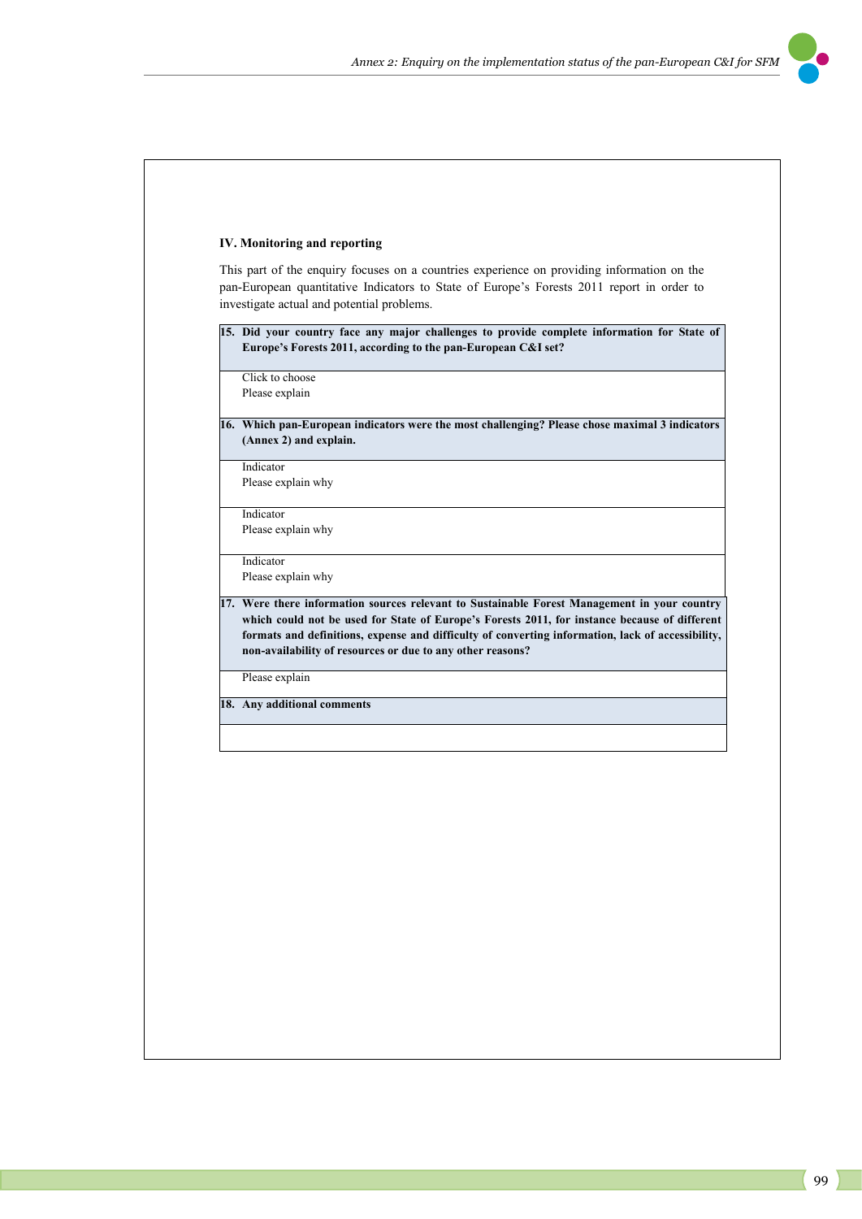**IV. Monitoring and reporting**

This part of the enquiry focuses on a countries experience on providing information on the pan-European quantitative Indicators to State of Europe's Forests 2011 report in order to investigate actual and potential problems.

| **15. Did your country face any major challenges to provide complete information for State of Europe's Forests 2011, according to the pan-European C&I set?** |
|---|
| Click to choose<br>Please explain |
| **16. Which pan-European indicators were the most challenging? Please chose maximal 3 indicators (Annex 2) and explain.** |
| Indicator<br>Please explain why |
| Indicator<br>Please explain why |
| Indicator<br>Please explain why |
| **17. Were there information sources relevant to Sustainable Forest Management in your country which could not be used for State of Europe's Forests 2011, for instance because of different formats and definitions, expense and difficulty of converting information, lack of accessibility, non-availability of resources or due to any other reasons?** |
| Please explain |
| **18. Any additional comments** |
| |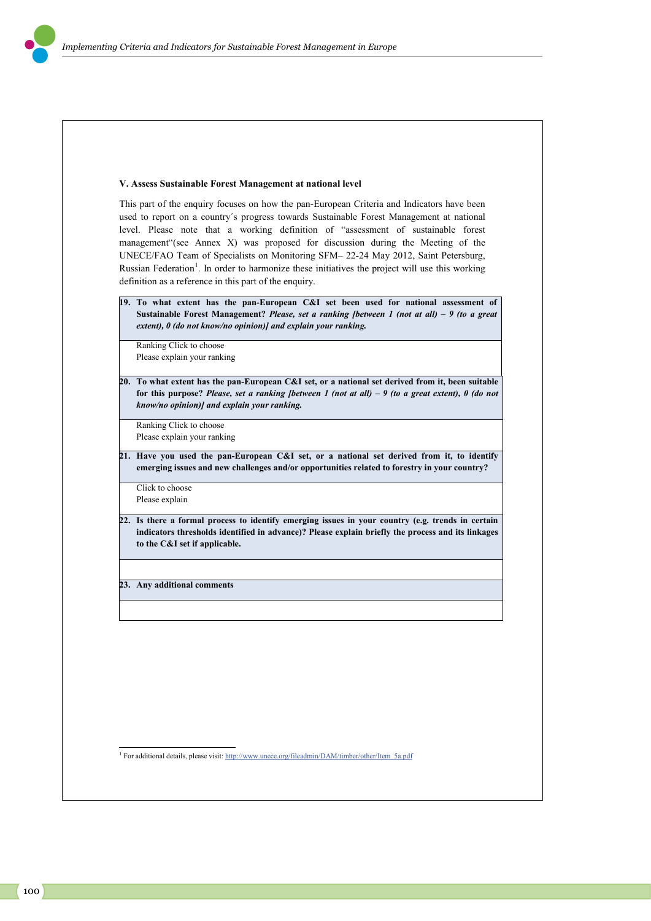### V. Assess Sustainable Forest Management at national level

This part of the enquiry focuses on how the pan-European Criteria and Indicators have been used to report on a country´s progress towards Sustainable Forest Management at national level. Please note that a working definition of "assessment of sustainable forest management"(see Annex X) was proposed for discussion during the Meeting of the UNECE/FAO Team of Specialists on Monitoring SFM– 22-24 May 2012, Saint Petersburg, Russian Federation[1]. In order to harmonize these initiatives the project will use this working definition as a reference in this part of the enquiry.

**19. To what extent has the pan-European C&I set been used for national assessment of Sustainable Forest Management?** ***Please, set a ranking [between 1 (not at all) – 9 (to a great extent), 0 (do not know/no opinion)] and explain your ranking.***

Ranking Click to choose
Please explain your ranking

**20. To what extent has the pan-European C&I set, or a national set derived from it, been suitable for this purpose?** ***Please, set a ranking [between 1 (not at all) – 9 (to a great extent), 0 (do not know/no opinion)] and explain your ranking.***

Ranking Click to choose
Please explain your ranking

**21. Have you used the pan-European C&I set, or a national set derived from it, to identify emerging issues and new challenges and/or opportunities related to forestry in your country?**

Click to choose
Please explain

**22. Is there a formal process to identify emerging issues in your country (e.g. trends in certain indicators thresholds identified in advance)? Please explain briefly the process and its linkages to the C&I set if applicable.**

**23. Any additional comments**

[1] For additional details, please visit: http://www.unece.org/fileadmin/DAM/timber/other/Item_5a.pdf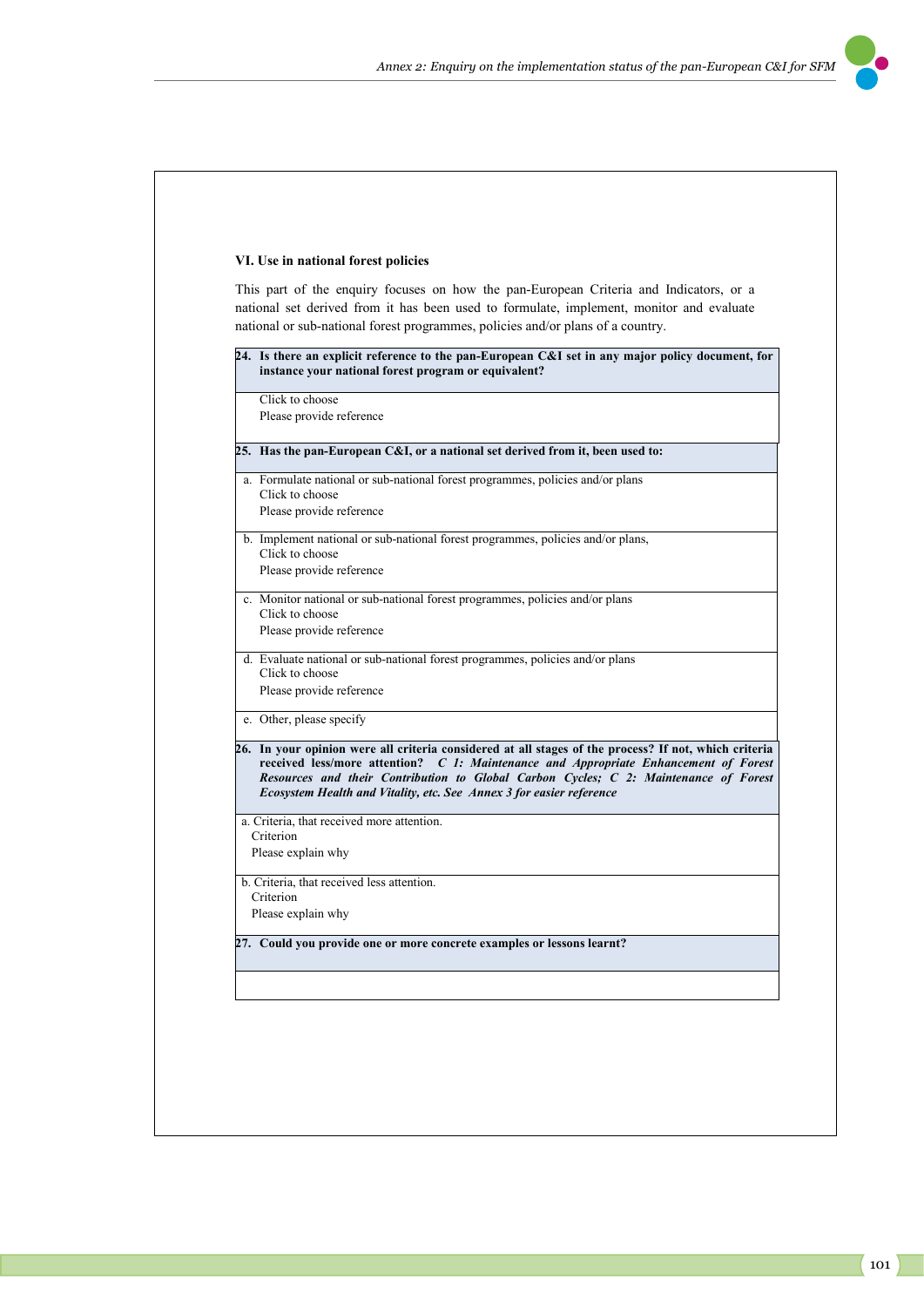### VI. Use in national forest policies

This part of the enquiry focuses on how the pan-European Criteria and Indicators, or a national set derived from it has been used to formulate, implement, monitor and evaluate national or sub-national forest programmes, policies and/or plans of a country.

**24. Is there an explicit reference to the pan-European C&I set in any major policy document, for instance your national forest program or equivalent?**

Click to choose

Please provide reference

**25. Has the pan-European C&I, or a national set derived from it, been used to:**

a. Formulate national or sub-national forest programmes, policies and/or plans
Click to choose
Please provide reference

b. Implement national or sub-national forest programmes, policies and/or plans,
Click to choose
Please provide reference

c. Monitor national or sub-national forest programmes, policies and/or plans
Click to choose
Please provide reference

d. Evaluate national or sub-national forest programmes, policies and/or plans
Click to choose
Please provide reference

e. Other, please specify

**26. In your opinion were all criteria considered at all stages of the process? If not, which criteria received less/more attention?** ***C 1: Maintenance and Appropriate Enhancement of Forest Resources and their Contribution to Global Carbon Cycles; C 2: Maintenance of Forest Ecosystem Health and Vitality, etc. See Annex 3 for easier reference***

a. Criteria, that received more attention.
Criterion
Please explain why

b. Criteria, that received less attention.
Criterion
Please explain why

**27. Could you provide one or more concrete examples or lessons learnt?**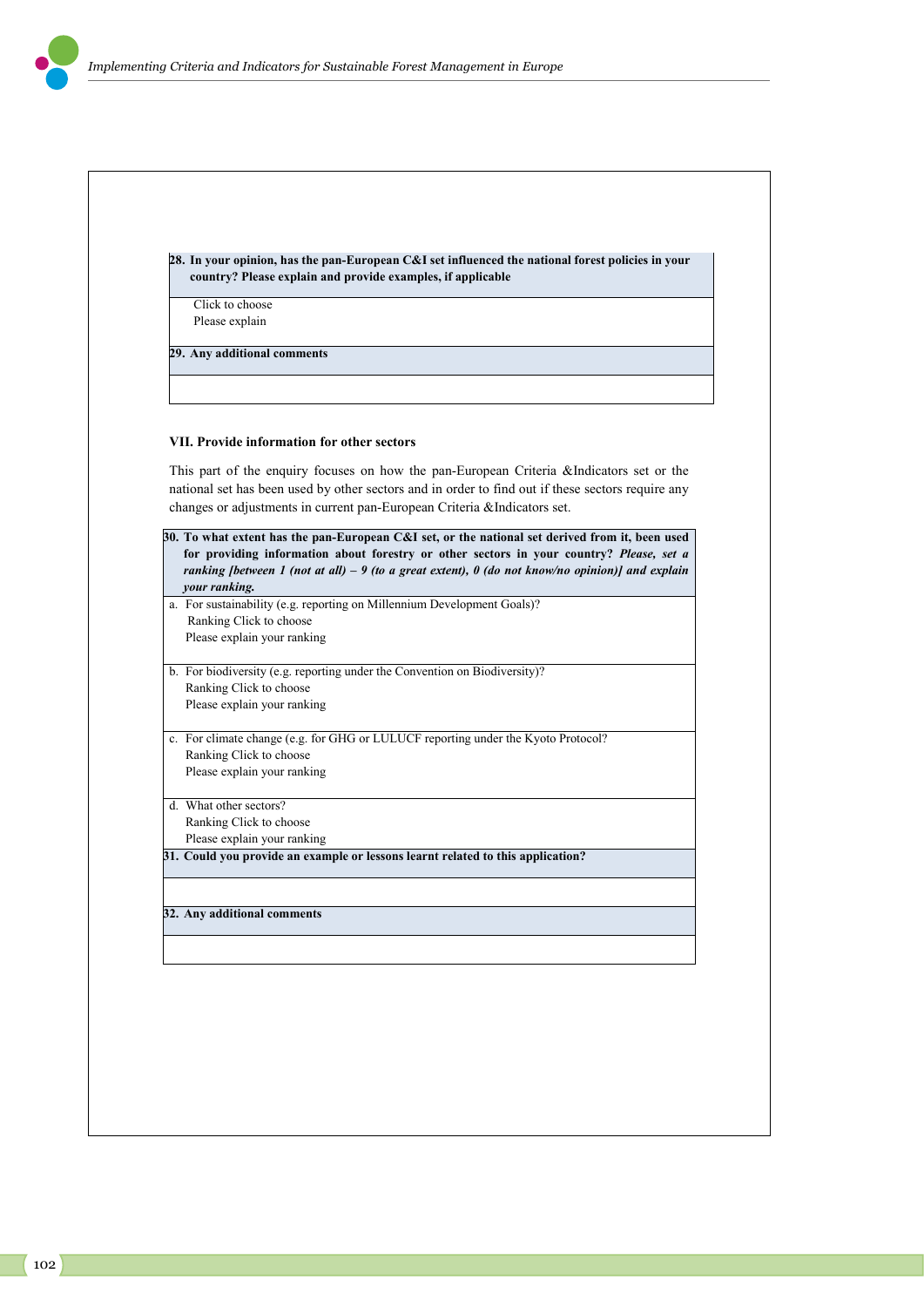**28. In your opinion, has the pan-European C&I set influenced the national forest policies in your country? Please explain and provide examples, if applicable**

Click to choose
Please explain

**29. Any additional comments**

### VII. Provide information for other sectors

This part of the enquiry focuses on how the pan-European Criteria &Indicators set or the national set has been used by other sectors and in order to find out if these sectors require any changes or adjustments in current pan-European Criteria &Indicators set.

**30. To what extent has the pan-European C&I set, or the national set derived from it, been used for providing information about forestry or other sectors in your country?** ***Please, set a ranking [between 1 (not at all) – 9 (to a great extent), 0 (do not know/no opinion)] and explain your ranking.***

a. For sustainability (e.g. reporting on Millennium Development Goals)?
Ranking Click to choose
Please explain your ranking

b. For biodiversity (e.g. reporting under the Convention on Biodiversity)?
Ranking Click to choose
Please explain your ranking

c. For climate change (e.g. for GHG or LULUCF reporting under the Kyoto Protocol?
Ranking Click to choose
Please explain your ranking

d. What other sectors?
Ranking Click to choose
Please explain your ranking

**31. Could you provide an example or lessons learnt related to this application?**

**32. Any additional comments**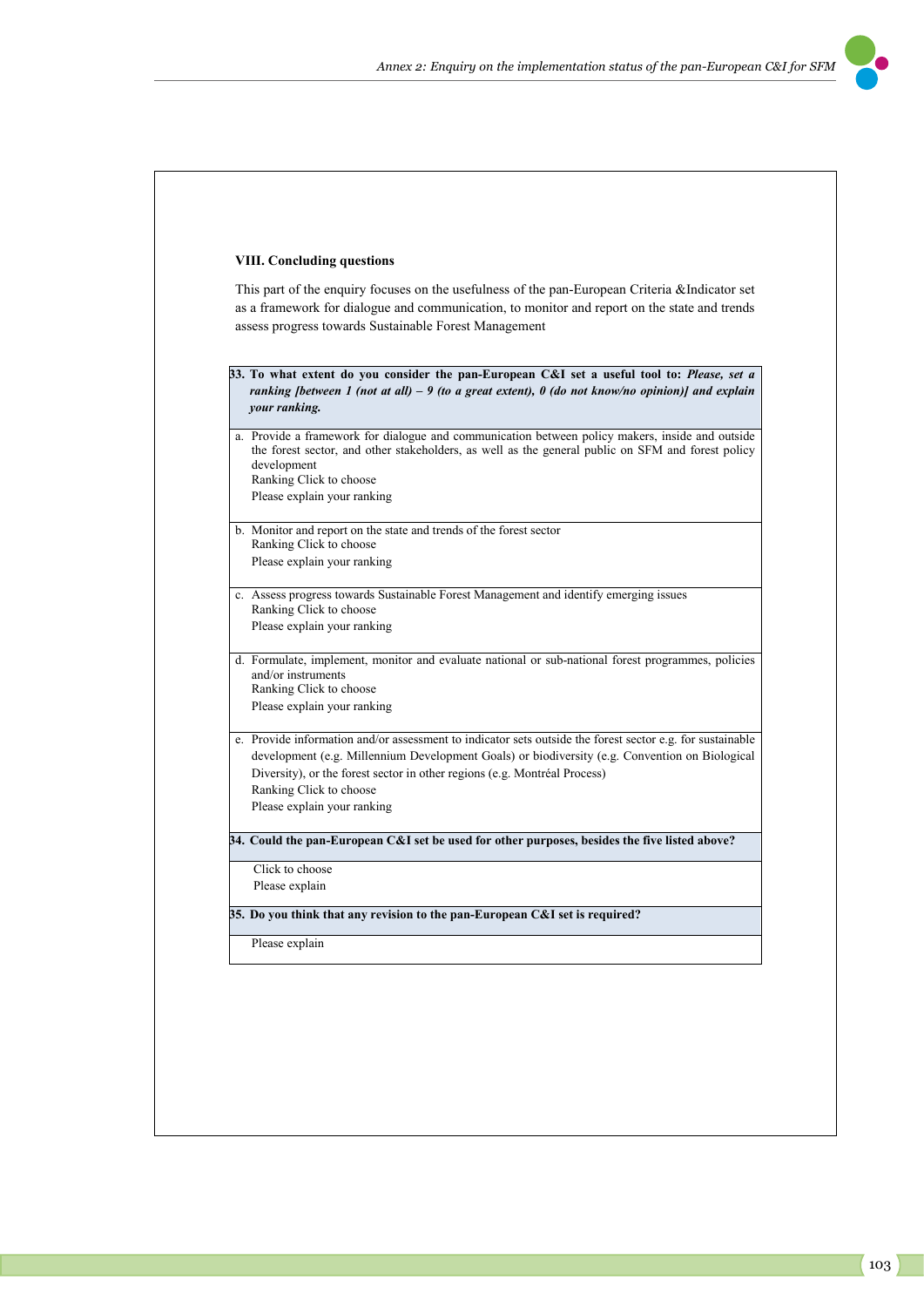### VIII. Concluding questions

This part of the enquiry focuses on the usefulness of the pan-European Criteria &Indicator set as a framework for dialogue and communication, to monitor and report on the state and trends assess progress towards Sustainable Forest Management

| **33. To what extent do you consider the pan-European C&I set a useful tool to:** ***Please, set a ranking [between 1 (not at all) – 9 (to a great extent), 0 (do not know/no opinion)] and explain your ranking.*** |
|---|
| a. Provide a framework for dialogue and communication between policy makers, inside and outside the forest sector, and other stakeholders, as well as the general public on SFM and forest policy development<br>Ranking Click to choose<br>Please explain your ranking |
| b. Monitor and report on the state and trends of the forest sector<br>Ranking Click to choose<br>Please explain your ranking |
| c. Assess progress towards Sustainable Forest Management and identify emerging issues<br>Ranking Click to choose<br>Please explain your ranking |
| d. Formulate, implement, monitor and evaluate national or sub-national forest programmes, policies and/or instruments<br>Ranking Click to choose<br>Please explain your ranking |
| e. Provide information and/or assessment to indicator sets outside the forest sector e.g. for sustainable development (e.g. Millennium Development Goals) or biodiversity (e.g. Convention on Biological Diversity), or the forest sector in other regions (e.g. Montréal Process)<br>Ranking Click to choose<br>Please explain your ranking |
| **34. Could the pan-European C&I set be used for other purposes, besides the five listed above?** |
| Click to choose<br>Please explain |
| **35. Do you think that any revision to the pan-European C&I set is required?** |
| Please explain |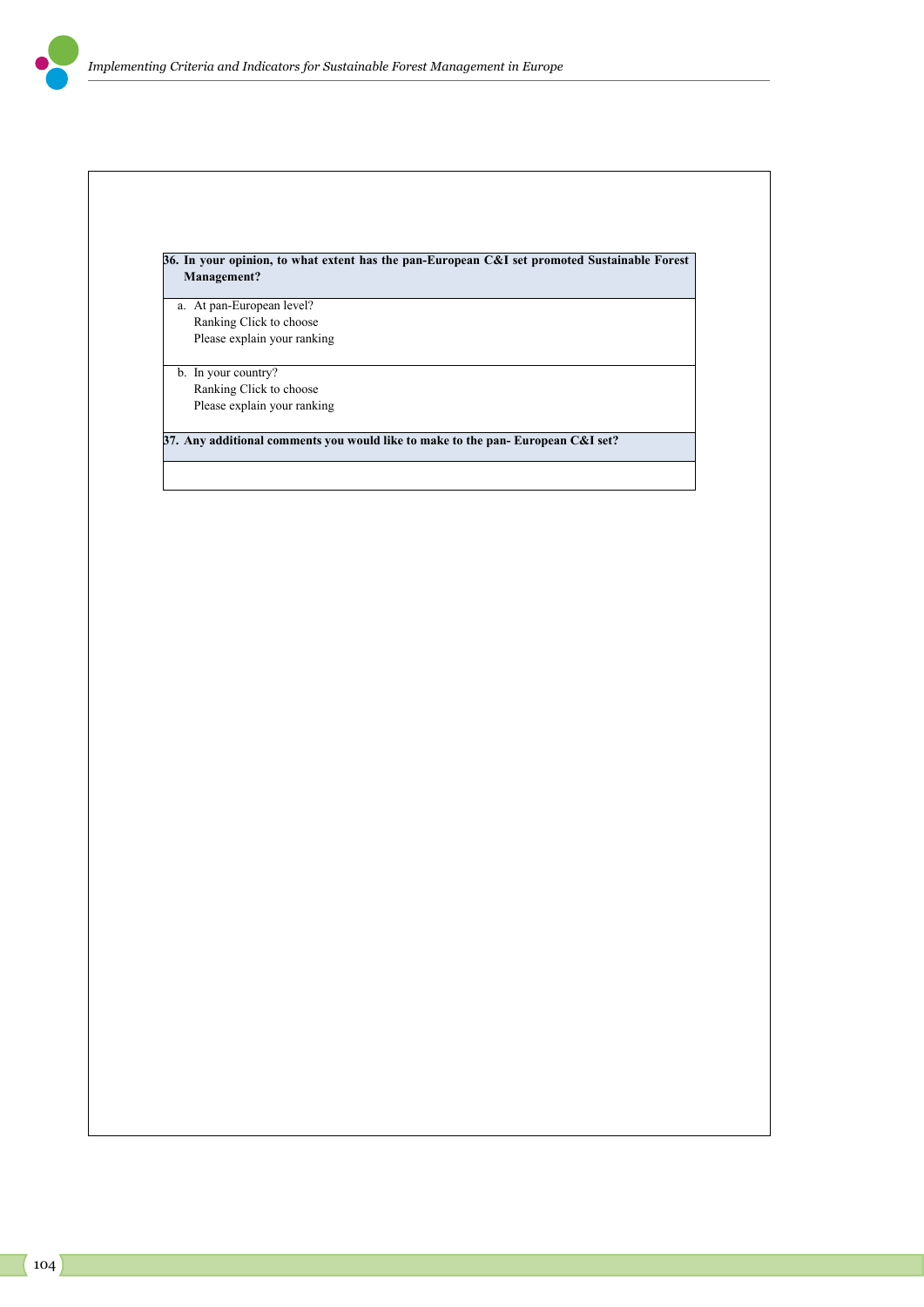| 36. In your opinion, to what extent has the pan-European C&I set promoted Sustainable Forest Management? |
|---|
| a. At pan-European level?<br>Ranking Click to choose<br>Please explain your ranking |
| b. In your country?<br>Ranking Click to choose<br>Please explain your ranking |
| **37. Any additional comments you would like to make to the pan- European C&I set?** |
| |